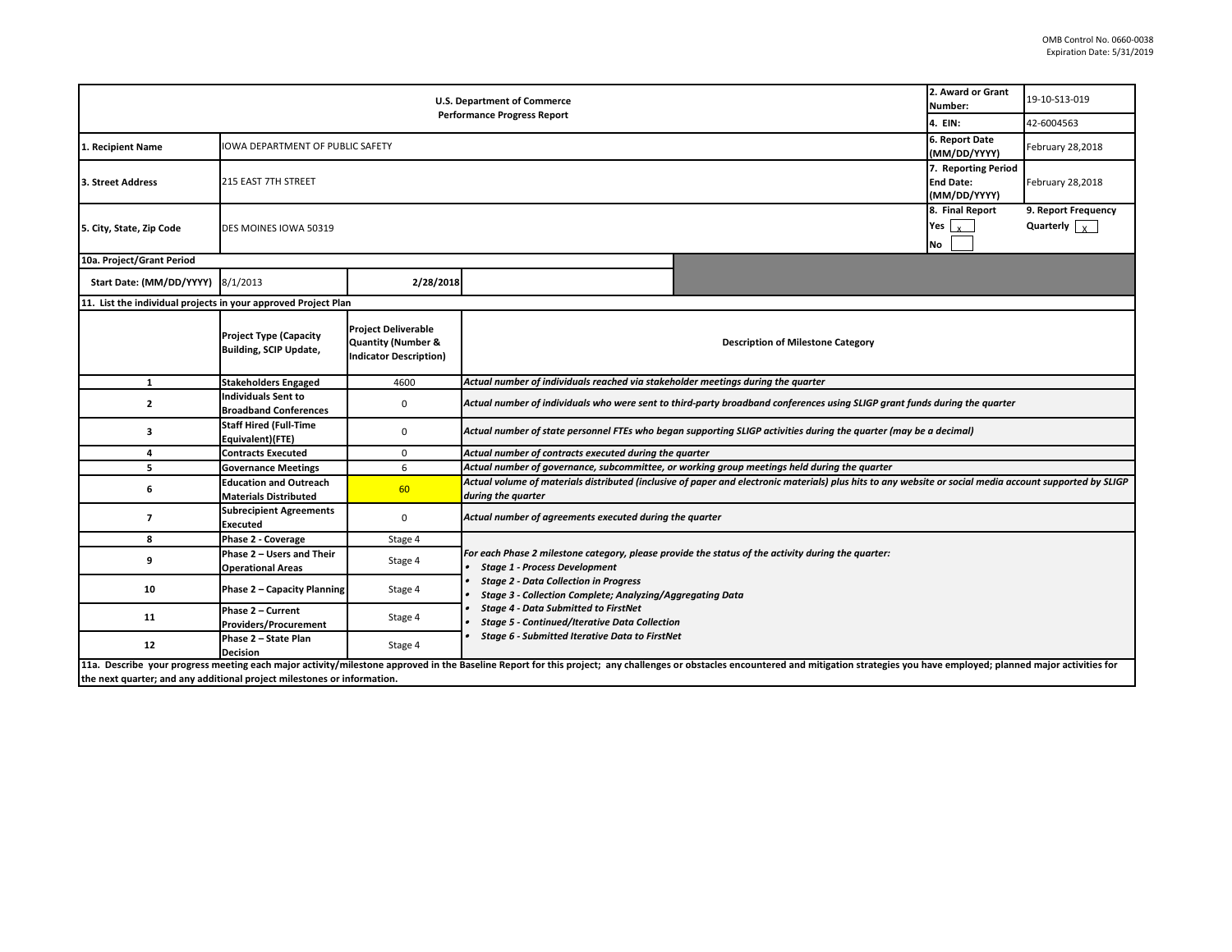OMB Control No. 0660-0038
Expiration Date: 5/31/2019

| U.S. Department of Commerce<br>Performance Progress Report | | 2. Award or Grant Number: | 19-10-S13-019 |
|---|---|---|---|
| | | 4. EIN: | 42-6004563 |
| 1. Recipient Name | IOWA DEPARTMENT OF PUBLIC SAFETY | 6. Report Date (MM/DD/YYYY) | February 28,2018 |
| 3. Street Address | 215 EAST 7TH STREET | 7. Reporting Period End Date: (MM/DD/YYYY) | February 28,2018 |
| 5. City, State, Zip Code | DES MOINES IOWA 50319 | 8. Final Report<br>Yes [x]<br>No [ ] | 9. Report Frequency<br>Quarterly [X] |

| 10a. Project/Grant Period | | | |
|---|---|---|---|
| Start Date: (MM/DD/YYYY) | 8/1/2013 | 2/28/2018 | |

**11. List the individual projects in your approved Project Plan**

| | Project Type (Capacity Building, SCIP Update, | Project Deliverable Quantity (Number & Indicator Description) | Description of Milestone Category |
|---|---|---|---|
| 1 | Stakeholders Engaged | 4600 | *Actual number of individuals reached via stakeholder meetings during the quarter* |
| 2 | Individuals Sent to Broadband Conferences | 0 | *Actual number of individuals who were sent to third-party broadband conferences using SLIGP grant funds during the quarter* |
| 3 | Staff Hired (Full-Time Equivalent)(FTE) | 0 | *Actual number of state personnel FTEs who began supporting SLIGP activities during the quarter (may be a decimal)* |
| 4 | Contracts Executed | 0 | *Actual number of contracts executed during the quarter* |
| 5 | Governance Meetings | 6 | *Actual number of governance, subcommittee, or working group meetings held during the quarter* |
| 6 | Education and Outreach Materials Distributed | 60 | *Actual volume of materials distributed (inclusive of paper and electronic materials) plus hits to any website or social media account supported by SLIGP during the quarter* |
| 7 | Subrecipient Agreements Executed | 0 | *Actual number of agreements executed during the quarter* |
| 8 | Phase 2 - Coverage | Stage 4 | *For each Phase 2 milestone category, please provide the status of the activity during the quarter:*<br>• *Stage 1 - Process Development*<br>• *Stage 2 - Data Collection in Progress*<br>• *Stage 3 - Collection Complete; Analyzing/Aggregating Data*<br>• *Stage 4 - Data Submitted to FirstNet*<br>• *Stage 5 - Continued/Iterative Data Collection*<br>• *Stage 6 - Submitted Iterative Data to FirstNet* |
| 9 | Phase 2 – Users and Their Operational Areas | Stage 4 | |
| 10 | Phase 2 – Capacity Planning | Stage 4 | |
| 11 | Phase 2 – Current Providers/Procurement | Stage 4 | |
| 12 | Phase 2 – State Plan Decision | Stage 4 | |

**11a. Describe your progress meeting each major activity/milestone approved in the Baseline Report for this project; any challenges or obstacles encountered and mitigation strategies you have employed; planned major activities for the next quarter; and any additional project milestones or information.**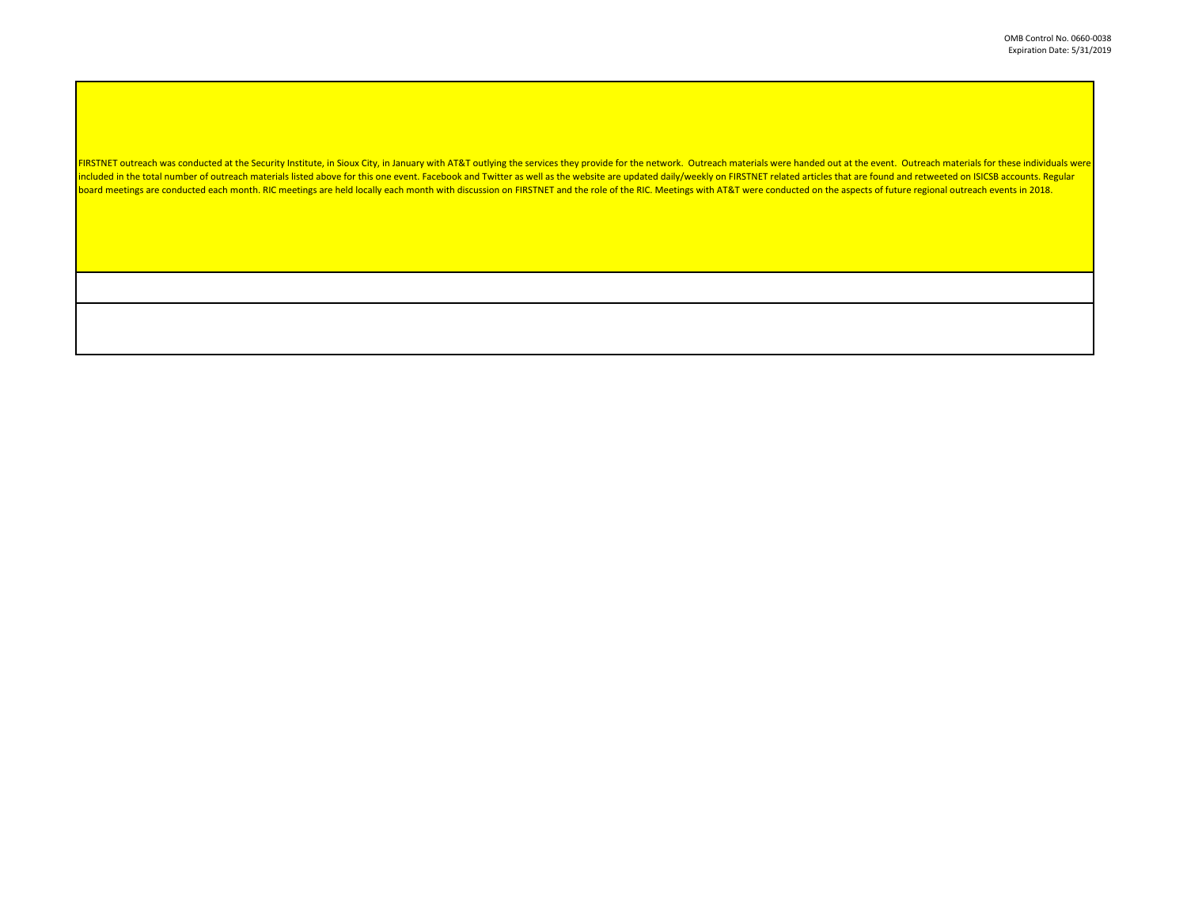FIRSTNET outreach was conducted at the Security Institute, in Sioux City, in January with AT&T outlying the services they provide for the network. Outreach materials were handed out at the event. Outreach materials for these individuals were included in the total number of outreach materials listed above for this one event. Facebook and Twitter as well as the website are updated daily/weekly on FIRSTNET related articles that are found and retweeted on ISICSB accounts. Regular board meetings are conducted each month. RIC meetings are held locally each month with discussion on FIRSTNET and the role of the RIC. Meetings with AT&T were conducted on the aspects of future regional outreach events in 2018.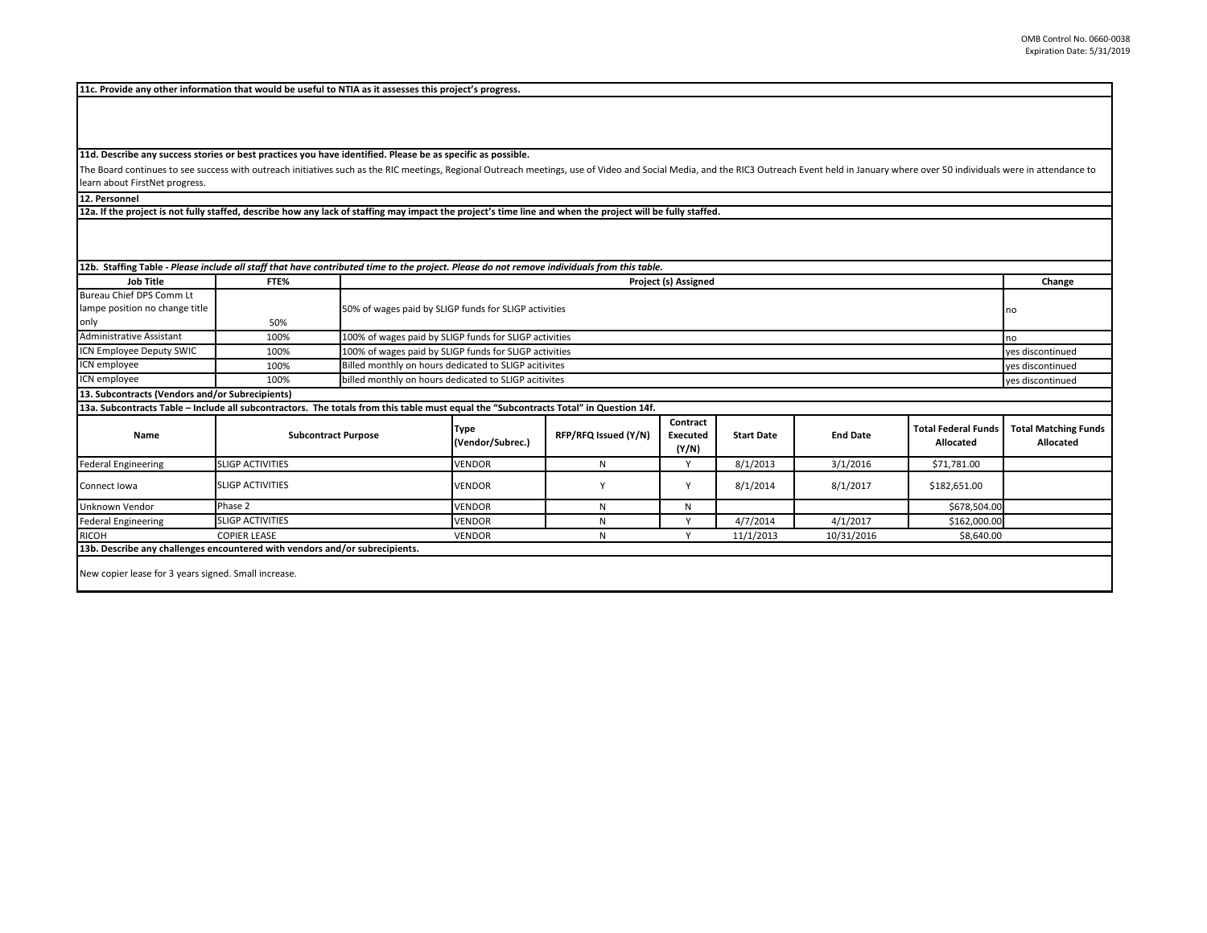**11c. Provide any other information that would be useful to NTIA as it assesses this project's progress.**

**11d. Describe any success stories or best practices you have identified. Please be as specific as possible.**

The Board continues to see success with outreach initiatives such as the RIC meetings, Regional Outreach meetings, use of Video and Social Media, and the RIC3 Outreach Event held in January where over 50 individuals were in attendance to learn about FirstNet progress.

**12. Personnel**

**12a. If the project is not fully staffed, describe how any lack of staffing may impact the project's time line and when the project will be fully staffed.**

**12b. Staffing Table** - *Please include all staff that have contributed time to the project. Please do not remove individuals from this table.*

| Job Title | FTE% | Project (s) Assigned | Change |
|---|---|---|---|
| Bureau Chief DPS Comm Lt lampe position no change title only | 50% | 50% of wages paid by SLIGP funds for SLIGP activities | no |
| Administrative Assistant | 100% | 100% of wages paid by SLIGP funds for SLIGP activities | no |
| ICN Employee Deputy SWIC | 100% | 100% of wages paid by SLIGP funds for SLIGP activities | yes discontinued |
| ICN employee | 100% | Billed monthly on hours dedicated to SLIGP acitivites | yes discontinued |
| ICN employee | 100% | billed monthly on hours dedicated to SLIGP acitivites | yes discontinued |

**13. Subcontracts (Vendors and/or Subrecipients)**

**13a. Subcontracts Table – Include all subcontractors. The totals from this table must equal the "Subcontracts Total" in Question 14f.**

| Name | Subcontract Purpose | Type (Vendor/Subrec.) | RFP/RFQ Issued (Y/N) | Contract Executed (Y/N) | Start Date | End Date | Total Federal Funds Allocated | Total Matching Funds Allocated |
|---|---|---|---|---|---|---|---|---|
| Federal Engineering | SLIGP ACTIVITIES | VENDOR | N | Y | 8/1/2013 | 3/1/2016 | $71,781.00 | |
| Connect Iowa | SLIGP ACTIVITIES | VENDOR | Y | Y | 8/1/2014 | 8/1/2017 | $182,651.00 | |
| Unknown Vendor | Phase 2 | VENDOR | N | N | | | $678,504.00 | |
| Federal Engineering | SLIGP ACTIVITIES | VENDOR | N | Y | 4/7/2014 | 4/1/2017 | $162,000.00 | |
| RICOH | COPIER LEASE | VENDOR | N | Y | 11/1/2013 | 10/31/2016 | $8,640.00 | |

**13b. Describe any challenges encountered with vendors and/or subrecipients.**

New copier lease for 3 years signed. Small increase.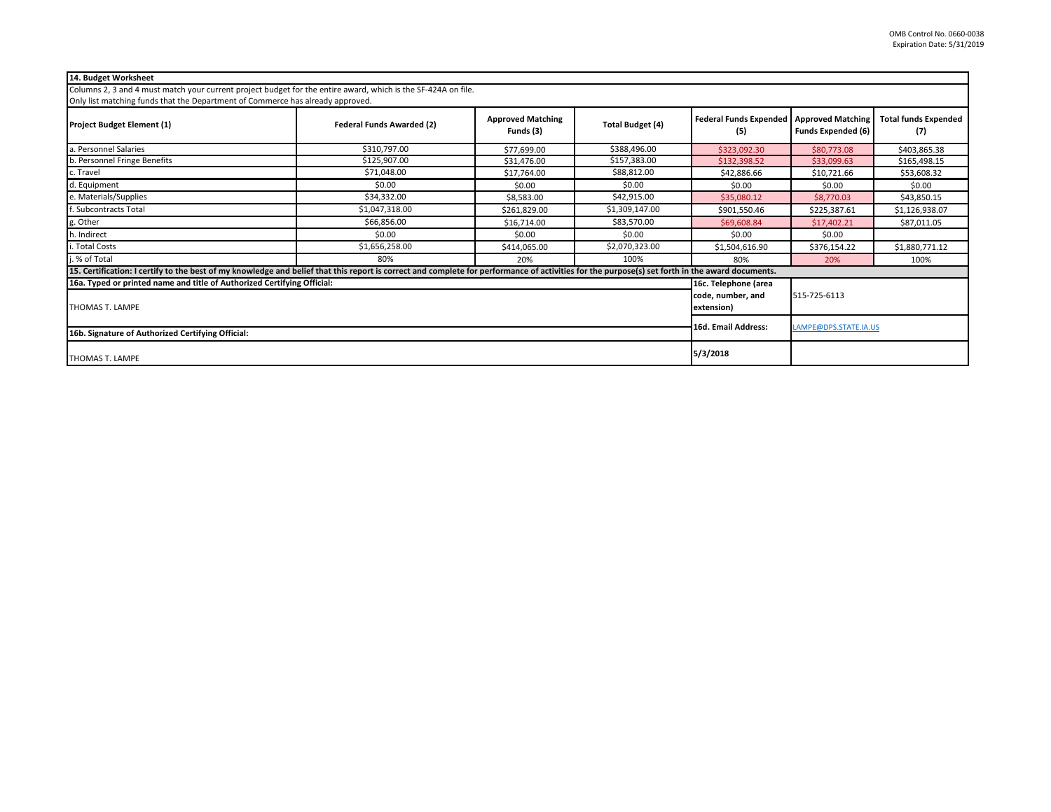OMB Control No. 0660-0038
Expiration Date: 5/31/2019

| 14. Budget Worksheet | | | | | | |
| --- | --- | --- | --- | --- | --- | --- |
| Columns 2, 3 and 4 must match your current project budget for the entire award, which is the SF-424A on file.<br>Only list matching funds that the Department of Commerce has already approved. | | | | | | |
| **Project Budget Element (1)** | **Federal Funds Awarded (2)** | **Approved Matching Funds (3)** | **Total Budget (4)** | **Federal Funds Expended (5)** | **Approved Matching Funds Expended (6)** | **Total funds Expended (7)** |
| a. Personnel Salaries | $310,797.00 | $77,699.00 | $388,496.00 | $323,092.30 | $80,773.08 | $403,865.38 |
| b. Personnel Fringe Benefits | $125,907.00 | $31,476.00 | $157,383.00 | $132,398.52 | $33,099.63 | $165,498.15 |
| c. Travel | $71,048.00 | $17,764.00 | $88,812.00 | $42,886.66 | $10,721.66 | $53,608.32 |
| d. Equipment | $0.00 | $0.00 | $0.00 | $0.00 | $0.00 | $0.00 |
| e. Materials/Supplies | $34,332.00 | $8,583.00 | $42,915.00 | $35,080.12 | $8,770.03 | $43,850.15 |
| f. Subcontracts Total | $1,047,318.00 | $261,829.00 | $1,309,147.00 | $901,550.46 | $225,387.61 | $1,126,938.07 |
| g. Other | $66,856.00 | $16,714.00 | $83,570.00 | $69,608.84 | $17,402.21 | $87,011.05 |
| h. Indirect | $0.00 | $0.00 | $0.00 | $0.00 | $0.00 | |
| i. Total Costs | $1,656,258.00 | $414,065.00 | $2,070,323.00 | $1,504,616.90 | $376,154.22 | $1,880,771.12 |
| j. % of Total | 80% | 20% | 100% | 80% | 20% | 100% |

**15. Certification: I certify to the best of my knowledge and belief that this report is correct and complete for performance of activities for the purpose(s) set forth in the award documents.**

| | | |
| --- | --- | --- |
| **16a. Typed or printed name and title of Authorized Certifying Official:**<br>THOMAS T. LAMPE | **16c. Telephone (area code, number, and extension)** | 515-725-6113 |
| **16b. Signature of Authorized Certifying Official:** | **16d. Email Address:** | LAMPE@DPS.STATE.IA.US |
| THOMAS T. LAMPE | 5/3/2018 | |